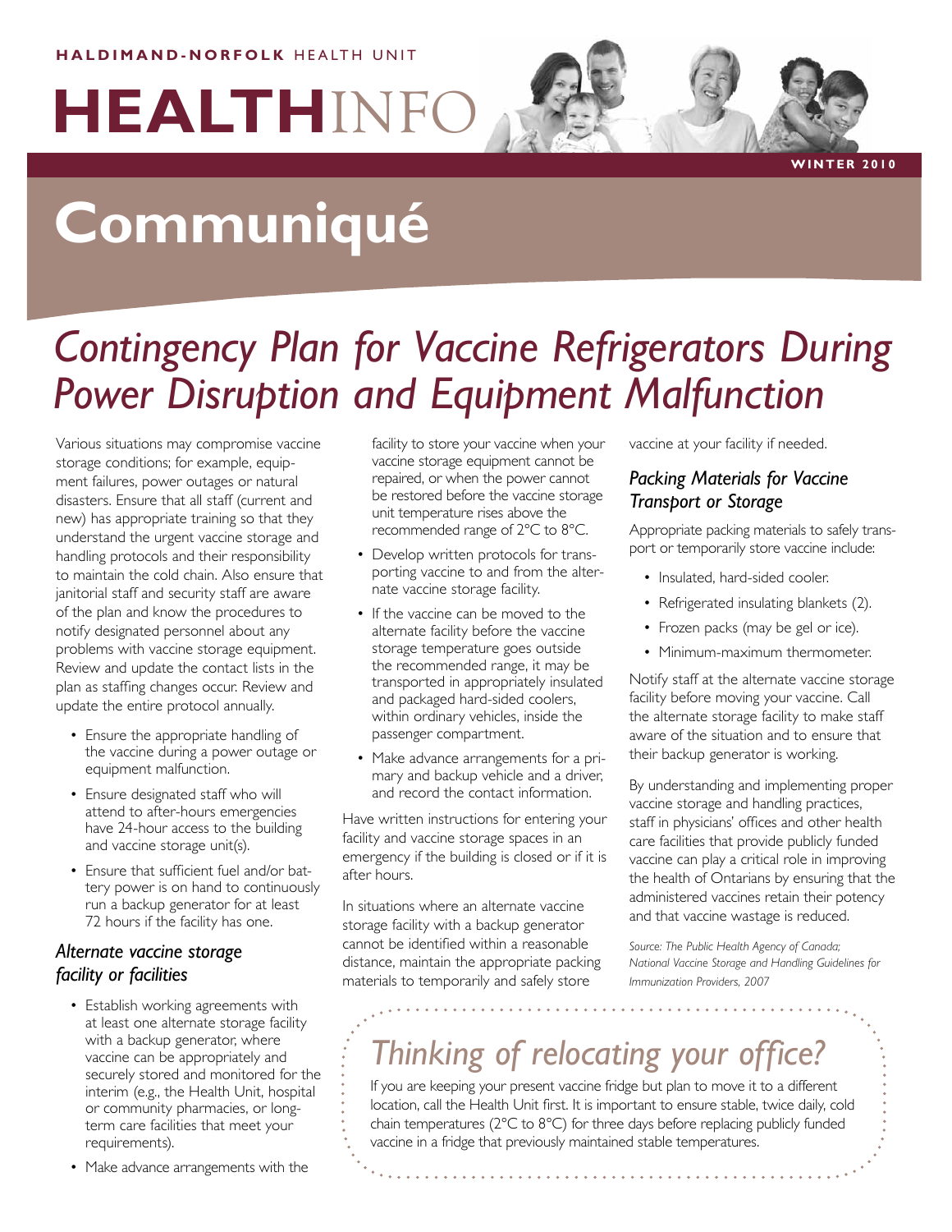**HALDIMAND-NORFOLK** HEALTH UNIT

# **HEALTH**INFO

WINTER 2010

# Communiqué

## *Contingency Plan for Vaccine Refrigerators During Power Disruption and Equipment Malfunction*

Various situations may compromise vaccine storage conditions; for example, equipment failures, power outages or natural disasters. Ensure that all staff (current and new) has appropriate training so that they understand the urgent vaccine storage and handling protocols and their responsibility to maintain the cold chain. Also ensure that janitorial staff and security staff are aware of the plan and know the procedures to notify designated personnel about any problems with vaccine storage equipment. Review and update the contact lists in the plan as staffing changes occur. Review and update the entire protocol annually.

- Ensure the appropriate handling of the vaccine during a power outage or equipment malfunction.
- Ensure designated staff who will attend to after-hours emergencies have 24-hour access to the building and vaccine storage unit(s).
- Ensure that sufficient fuel and/or battery power is on hand to continuously run a backup generator for at least 72 hours if the facility has one.

### *Alternate vaccine storage facility or facilities*

- Establish working agreements with at least one alternate storage facility with a backup generator, where vaccine can be appropriately and securely stored and monitored for the interim (e.g., the Health Unit, hospital or community pharmacies, or long-term care facilities that meet your requirements).
- Make advance arrangements with the facility to store your vaccine when your vaccine storage equipment cannot be repaired, or when the power cannot be restored before the vaccine storage unit temperature rises above the recommended range of 2°C to 8°C.
- Develop written protocols for transporting vaccine to and from the alternate vaccine storage facility.
- If the vaccine can be moved to the alternate facility before the vaccine storage temperature goes outside the recommended range, it may be transported in appropriately insulated and packaged hard-sided coolers, within ordinary vehicles, inside the passenger compartment.
- Make advance arrangements for a primary and backup vehicle and a driver, and record the contact information.

Have written instructions for entering your facility and vaccine storage spaces in an emergency if the building is closed or if it is after hours.

In situations where an alternate vaccine storage facility with a backup generator cannot be identified within a reasonable distance, maintain the appropriate packing materials to temporarily and safely store vaccine at your facility if needed.

### *Packing Materials for Vaccine Transport or Storage*

Appropriate packing materials to safely transport or temporarily store vaccine include:

- Insulated, hard-sided cooler.
- Refrigerated insulating blankets (2).
- Frozen packs (may be gel or ice).
- Minimum-maximum thermometer.

Notify staff at the alternate vaccine storage facility before moving your vaccine. Call the alternate storage facility to make staff aware of the situation and to ensure that their backup generator is working.

By understanding and implementing proper vaccine storage and handling practices, staff in physicians' offices and other health care facilities that provide publicly funded vaccine can play a critical role in improving the health of Ontarians by ensuring that the administered vaccines retain their potency and that vaccine wastage is reduced.

*Source: The Public Health Agency of Canada; National Vaccine Storage and Handling Guidelines for Immunization Providers, 2007*

## *Thinking of relocating your office?*

If you are keeping your present vaccine fridge but plan to move it to a different location, call the Health Unit first. It is important to ensure stable, twice daily, cold chain temperatures (2°C to 8°C) for three days before replacing publicly funded vaccine in a fridge that previously maintained stable temperatures.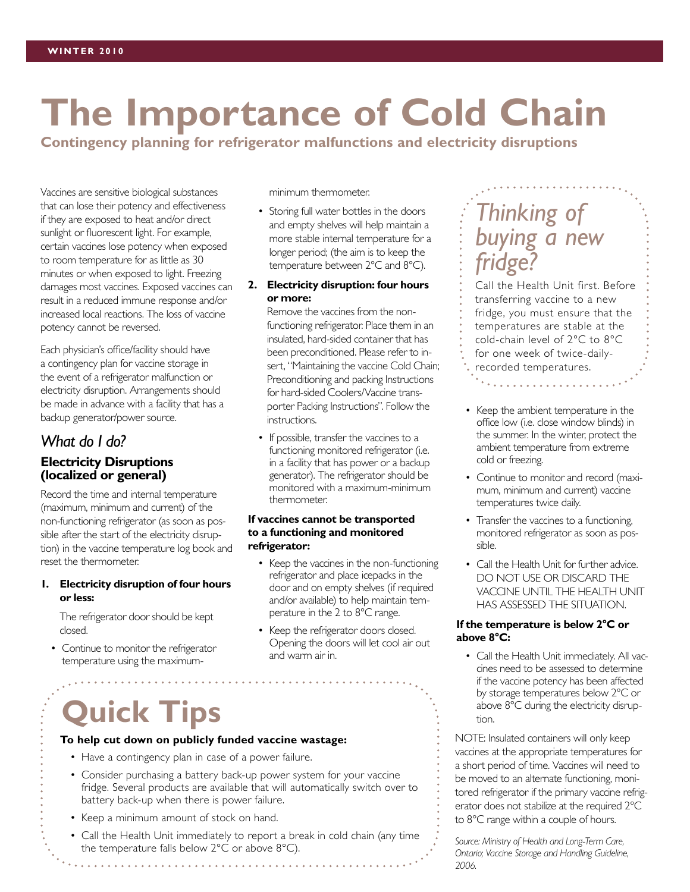# The Importance of Cold Chain

**Contingency planning for refrigerator malfunctions and electricity disruptions**

Vaccines are sensitive biological substances that can lose their potency and effectiveness if they are exposed to heat and/or direct sunlight or fluorescent light. For example, certain vaccines lose potency when exposed to room temperature for as little as 30 minutes or when exposed to light. Freezing damages most vaccines. Exposed vaccines can result in a reduced immune response and/or increased local reactions. The loss of vaccine potency cannot be reversed.

Each physician's office/facility should have a contingency plan for vaccine storage in the event of a refrigerator malfunction or electricity disruption. Arrangements should be made in advance with a facility that has a backup generator/power source.

## *What do I do?*

### Electricity Disruptions (localized or general)

Record the time and internal temperature (maximum, minimum and current) of the non-functioning refrigerator (as soon as possible after the start of the electricity disruption) in the vaccine temperature log book and reset the thermometer.

**1. Electricity disruption of four hours or less:**

The refrigerator door should be kept closed.

- Continue to monitor the refrigerator temperature using the maximum-minimum thermometer.
- Storing full water bottles in the doors and empty shelves will help maintain a more stable internal temperature for a longer period; (the aim is to keep the temperature between 2°C and 8°C).

**2. Electricity disruption: four hours or more:**

Remove the vaccines from the non-functioning refrigerator. Place them in an insulated, hard-sided container that has been preconditioned. Please refer to insert, "Maintaining the vaccine Cold Chain; Preconditioning and packing Instructions for hard-sided Coolers/Vaccine transporter Packing Instructions". Follow the instructions.

- If possible, transfer the vaccines to a functioning monitored refrigerator (i.e. in a facility that has power or a backup generator). The refrigerator should be monitored with a maximum-minimum thermometer.

**If vaccines cannot be transported to a functioning and monitored refrigerator:**

- Keep the vaccines in the non-functioning refrigerator and place icepacks in the door and on empty shelves (if required and/or available) to help maintain temperature in the 2 to 8°C range.
- Keep the refrigerator doors closed. Opening the doors will let cool air out and warm air in.
- Keep the ambient temperature in the office low (i.e. close window blinds) in the summer. In the winter, protect the ambient temperature from extreme cold or freezing.
- Continue to monitor and record (maximum, minimum and current) vaccine temperatures twice daily.
- Transfer the vaccines to a functioning, monitored refrigerator as soon as possible.
- Call the Health Unit for further advice. DO NOT USE OR DISCARD THE VACCINE UNTIL THE HEALTH UNIT HAS ASSESSED THE SITUATION.

**If the temperature is below 2°C or above 8°C:**

- Call the Health Unit immediately. All vaccines need to be assessed to determine if the vaccine potency has been affected by storage temperatures below 2°C or above 8°C during the electricity disruption.

NOTE: Insulated containers will only keep vaccines at the appropriate temperatures for a short period of time. Vaccines will need to be moved to an alternate functioning, monitored refrigerator if the primary vaccine refrigerator does not stabilize at the required 2°C to 8°C range within a couple of hours.

*Source: Ministry of Health and Long-Term Care, Ontario; Vaccine Storage and Handling Guideline, 2006.*

## *Thinking of buying a new fridge?*

Call the Health Unit first. Before transferring vaccine to a new fridge, you must ensure that the temperatures are stable at the cold-chain level of 2°C to 8°C for one week of twice-daily-recorded temperatures.

## Quick Tips

**To help cut down on publicly funded vaccine wastage:**

- Have a contingency plan in case of a power failure.
- Consider purchasing a battery back-up power system for your vaccine fridge. Several products are available that will automatically switch over to battery back-up when there is power failure.
- Keep a minimum amount of stock on hand.
- Call the Health Unit immediately to report a break in cold chain (any time the temperature falls below 2°C or above 8°C).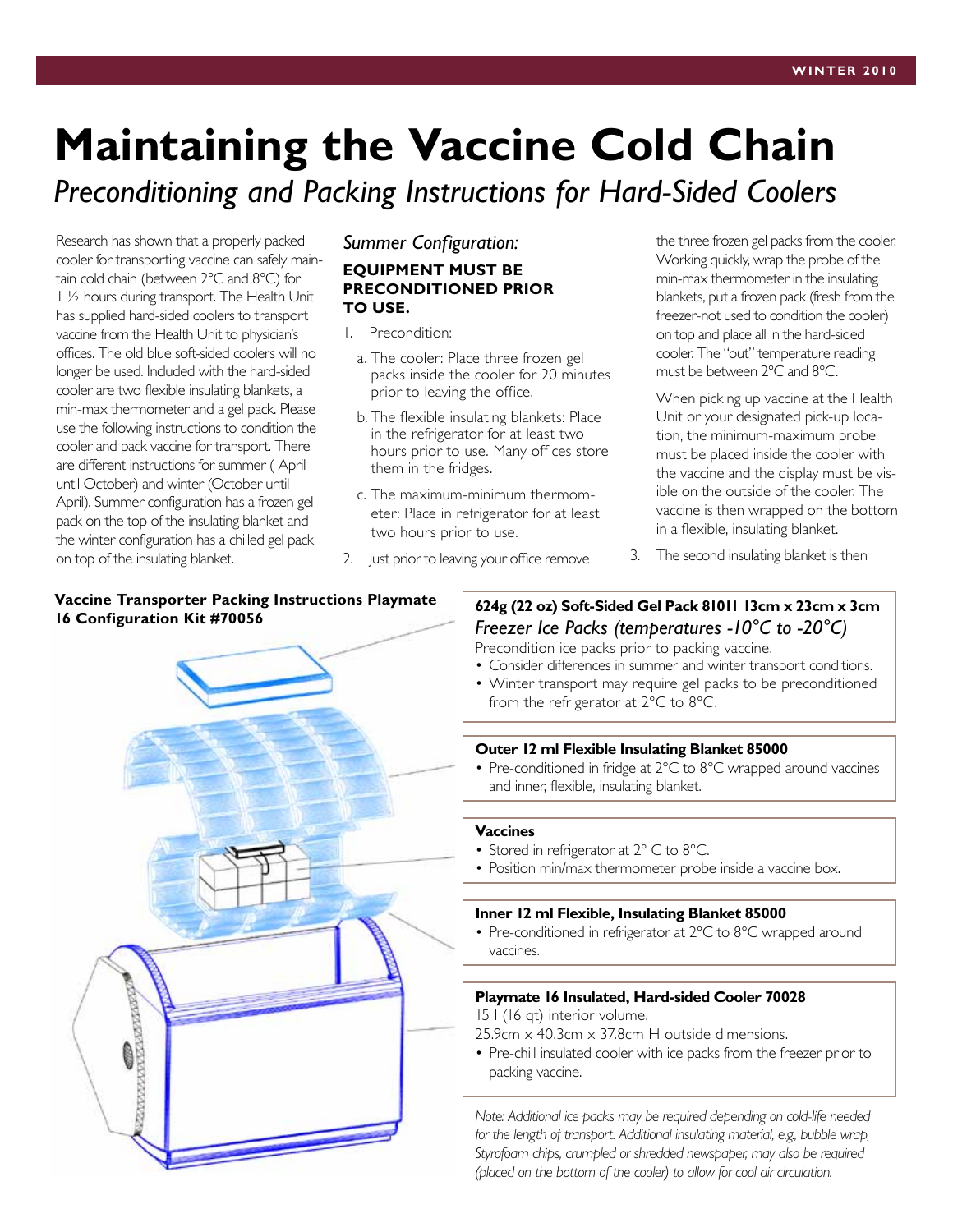# Maintaining the Vaccine Cold Chain

*Preconditioning and Packing Instructions for Hard-Sided Coolers*

Research has shown that a properly packed cooler for transporting vaccine can safely maintain cold chain (between 2°C and 8°C) for 1 ½ hours during transport. The Health Unit has supplied hard-sided coolers to transport vaccine from the Health Unit to physician's offices. The old blue soft-sided coolers will no longer be used. Included with the hard-sided cooler are two flexible insulating blankets, a min-max thermometer and a gel pack. Please use the following instructions to condition the cooler and pack vaccine for transport. There are different instructions for summer ( April until October) and winter (October until April). Summer configuration has a frozen gel pack on the top of the insulating blanket and the winter configuration has a chilled gel pack on top of the insulating blanket.

*Summer Configuration:*

**EQUIPMENT MUST BE PRECONDITIONED PRIOR TO USE.**

1. Precondition:
   a. The cooler: Place three frozen gel packs inside the cooler for 20 minutes prior to leaving the office.
   b. The flexible insulating blankets: Place in the refrigerator for at least two hours prior to use. Many offices store them in the fridges.
   c. The maximum-minimum thermometer: Place in refrigerator for at least two hours prior to use.
2. Just prior to leaving your office remove the three frozen gel packs from the cooler. Working quickly, wrap the probe of the min-max thermometer in the insulating blankets, put a frozen pack (fresh from the freezer-not used to condition the cooler) on top and place all in the hard-sided cooler. The "out" temperature reading must be between 2°C and 8°C.

   When picking up vaccine at the Health Unit or your designated pick-up location, the minimum-maximum probe must be placed inside the cooler with the vaccine and the display must be visible on the outside of the cooler. The vaccine is then wrapped on the bottom in a flexible, insulating blanket.
3. The second insulating blanket is then

**Vaccine Transporter Packing Instructions Playmate 16 Configuration Kit #70056**

**624g (22 oz) Soft-Sided Gel Pack 81011 13cm x 23cm x 3cm**
*Freezer Ice Packs (temperatures -10°C to -20°C)*
Precondition ice packs prior to packing vaccine.
- Consider differences in summer and winter transport conditions.
- Winter transport may require gel packs to be preconditioned from the refrigerator at 2°C to 8°C.

**Outer 12 ml Flexible Insulating Blanket 85000**
- Pre-conditioned in fridge at 2°C to 8°C wrapped around vaccines and inner, flexible, insulating blanket.

**Vaccines**
- Stored in refrigerator at 2° C to 8°C.
- Position min/max thermometer probe inside a vaccine box.

**Inner 12 ml Flexible, Insulating Blanket 85000**
- Pre-conditioned in refrigerator at 2°C to 8°C wrapped around vaccines.

**Playmate 16 Insulated, Hard-sided Cooler 70028**
15 l (16 qt) interior volume.
25.9cm x 40.3cm x 37.8cm H outside dimensions.
- Pre-chill insulated cooler with ice packs from the freezer prior to packing vaccine.

*Note: Additional ice packs may be required depending on cold-life needed for the length of transport. Additional insulating material, e.g., bubble wrap, Styrofoam chips, crumpled or shredded newspaper, may also be required (placed on the bottom of the cooler) to allow for cool air circulation.*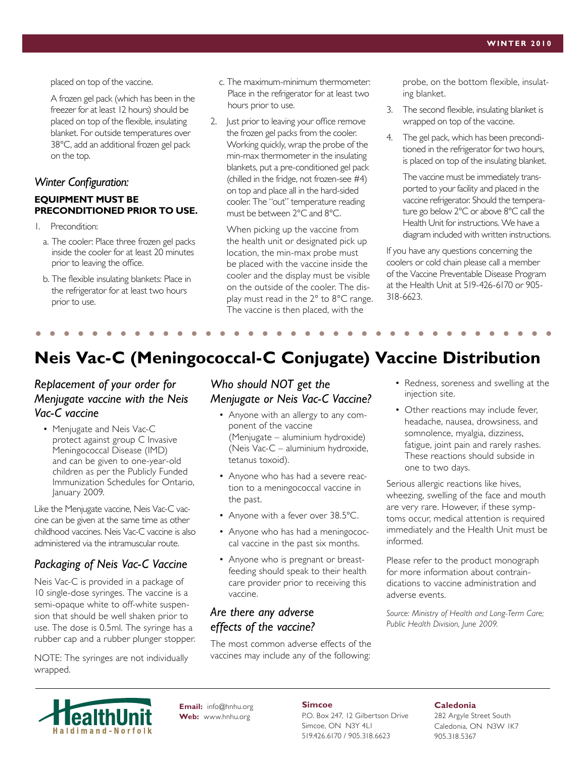placed on top of the vaccine.

A frozen gel pack (which has been in the freezer for at least 12 hours) should be placed on top of the flexible, insulating blanket. For outside temperatures over 38°C, add an additional frozen gel pack on the top.

### *Winter Configuration:*

**EQUIPMENT MUST BE PRECONDITIONED PRIOR TO USE.**

1. Precondition:
   a. The cooler: Place three frozen gel packs inside the cooler for at least 20 minutes prior to leaving the office.
   b. The flexible insulating blankets: Place in the refrigerator for at least two hours prior to use.
   c. The maximum-minimum thermometer: Place in the refrigerator for at least two hours prior to use.
2. Just prior to leaving your office remove the frozen gel packs from the cooler. Working quickly, wrap the probe of the min-max thermometer in the insulating blankets, put a pre-conditioned gel pack (chilled in the fridge, not frozen-see #4) on top and place all in the hard-sided cooler. The "out" temperature reading must be between 2°C and 8°C.

   When picking up the vaccine from the health unit or designated pick up location, the min-max probe must be placed with the vaccine inside the cooler and the display must be visible on the outside of the cooler. The display must read in the 2° to 8°C range. The vaccine is then placed, with the probe, on the bottom flexible, insulating blanket.
3. The second flexible, insulating blanket is wrapped on top of the vaccine.
4. The gel pack, which has been preconditioned in the refrigerator for two hours, is placed on top of the insulating blanket.

   The vaccine must be immediately transported to your facility and placed in the vaccine refrigerator. Should the temperature go below 2°C or above 8°C call the Health Unit for instructions. We have a diagram included with written instructions.

If you have any questions concerning the coolers or cold chain please call a member of the Vaccine Preventable Disease Program at the Health Unit at 519-426-6170 or 905-318-6623.

# Neis Vac-C (Meningococcal-C Conjugate) Vaccine Distribution

## *Replacement of your order for Menjugate vaccine with the Neis Vac-C vaccine*

- Menjugate and Neis Vac-C protect against group C Invasive Meningococcal Disease (IMD) and can be given to one-year-old children as per the Publicly Funded Immunization Schedules for Ontario, January 2009.

Like the Menjugate vaccine, Neis Vac-C vaccine can be given at the same time as other childhood vaccines. Neis Vac-C vaccine is also administered via the intramuscular route.

## *Packaging of Neis Vac-C Vaccine*

Neis Vac-C is provided in a package of 10 single-dose syringes. The vaccine is a semi-opaque white to off-white suspension that should be well shaken prior to use. The dose is 0.5ml. The syringe has a rubber cap and a rubber plunger stopper.

NOTE: The syringes are not individually wrapped.

## *Who should NOT get the Menjugate or Neis Vac-C Vaccine?*

- Anyone with an allergy to any component of the vaccine (Menjugate – aluminium hydroxide) (Neis Vac-C – aluminium hydroxide, tetanus toxoid).
- Anyone who has had a severe reaction to a meningococcal vaccine in the past.
- Anyone with a fever over 38.5°C.
- Anyone who has had a meningococcal vaccine in the past six months.
- Anyone who is pregnant or breastfeeding should speak to their health care provider prior to receiving this vaccine.

## *Are there any adverse effects of the vaccine?*

The most common adverse effects of the vaccines may include any of the following:

- Redness, soreness and swelling at the injection site.
- Other reactions may include fever, headache, nausea, drowsiness, and somnolence, myalgia, dizziness, fatigue, joint pain and rarely rashes. These reactions should subside in one to two days.

Serious allergic reactions like hives, wheezing, swelling of the face and mouth are very rare. However, if these symptoms occur, medical attention is required immediately and the Health Unit must be informed.

Please refer to the product monograph for more information about contraindications to vaccine administration and adverse events.

*Source: Ministry of Health and Long-Term Care; Public Health Division, June 2009.*

HealthUnit Haldimand-Norfolk

**Email:** info@hnhu.org
**Web:** www.hnhu.org

**Simcoe**
P.O. Box 247, 12 Gilbertson Drive
Simcoe, ON N3Y 4L1
519.426.6170 / 905.318.6623

**Caledonia**
282 Argyle Street South
Caledonia, ON N3W 1K7
905.318.5367